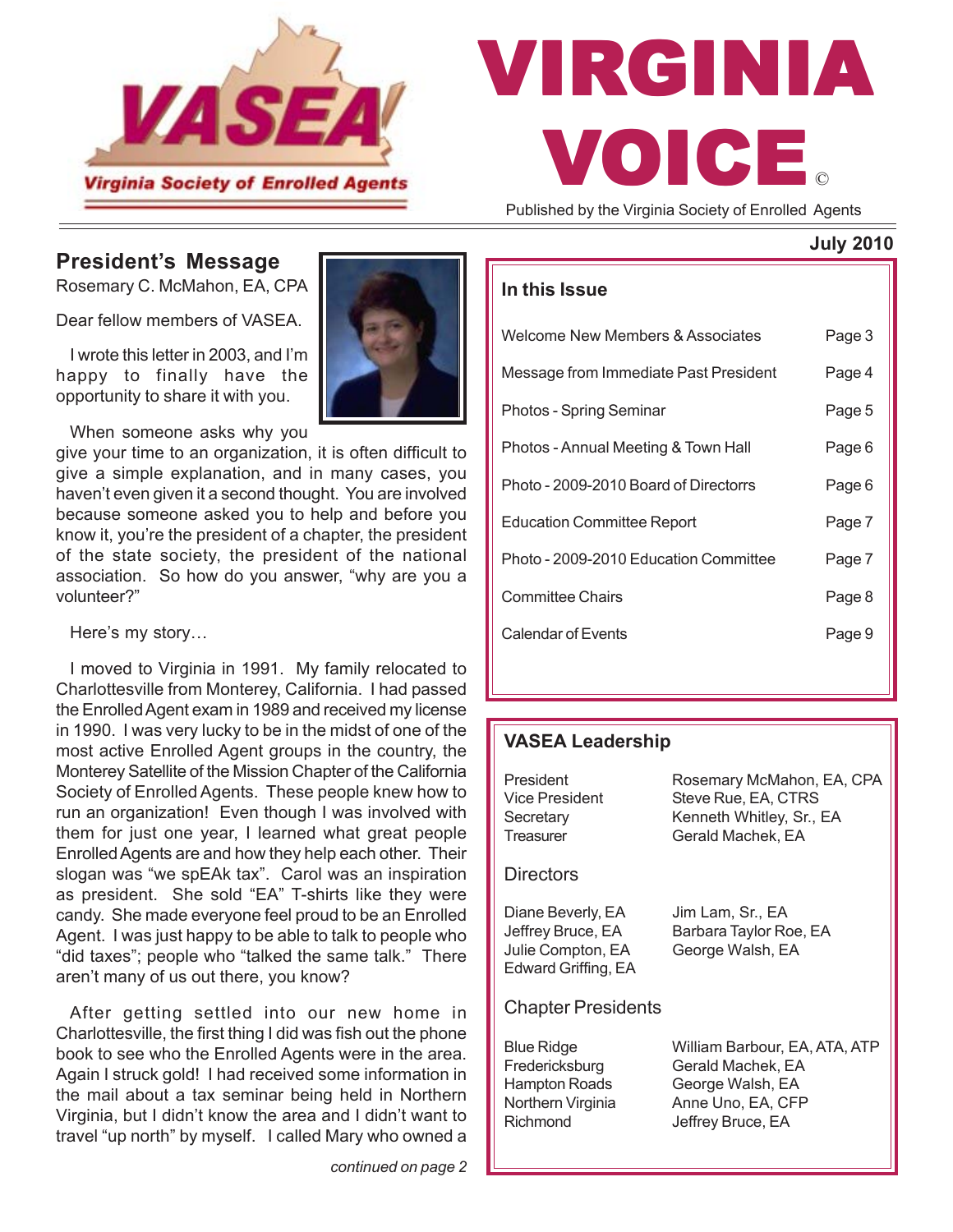# VIRGINIA VOICE©

Virginia Society of Enrolled Agents

Published by the Virginia Society of Enrolled Agents

**July 2010**

## President's Message

Rosemary C. McMahon, EA, CPA

Dear fellow members of VASEA.

I wrote this letter in 2003, and I'm happy to finally have the opportunity to share it with you.

When someone asks why you give your time to an organization, it is often difficult to give a simple explanation, and in many cases, you haven't even given it a second thought. You are involved because someone asked you to help and before you know it, you're the president of a chapter, the president of the state society, the president of the national association. So how do you answer, "why are you a volunteer?"

Here's my story…

I moved to Virginia in 1991. My family relocated to Charlottesville from Monterey, California. I had passed the Enrolled Agent exam in 1989 and received my license in 1990. I was very lucky to be in the midst of one of the most active Enrolled Agent groups in the country, the Monterey Satellite of the Mission Chapter of the California Society of Enrolled Agents. These people knew how to run an organization! Even though I was involved with them for just one year, I learned what great people Enrolled Agents are and how they help each other. Their slogan was "we spEAk tax". Carol was an inspiration as president. She sold "EA" T-shirts like they were candy. She made everyone feel proud to be an Enrolled Agent. I was just happy to be able to talk to people who "did taxes"; people who "talked the same talk." There aren't many of us out there, you know?

After getting settled into our new home in Charlottesville, the first thing I did was fish out the phone book to see who the Enrolled Agents were in the area. Again I struck gold! I had received some information in the mail about a tax seminar being held in Northern Virginia, but I didn't know the area and I didn't want to travel "up north" by myself. I called Mary who owned a

*continued on page 2*

### In this Issue

| | |
|---|---|
| Welcome New Members & Associates | Page 3 |
| Message from Immediate Past President | Page 4 |
| Photos - Spring Seminar | Page 5 |
| Photos - Annual Meeting & Town Hall | Page 6 |
| Photo - 2009-2010 Board of Directorrs | Page 6 |
| Education Committee Report | Page 7 |
| Photo - 2009-2010 Education Committee | Page 7 |
| Committee Chairs | Page 8 |
| Calendar of Events | Page 9 |

### VASEA Leadership

| | |
|---|---|
| President | Rosemary McMahon, EA, CPA |
| Vice President | Steve Rue, EA, CTRS |
| Secretary | Kenneth Whitley, Sr., EA |
| Treasurer | Gerald Machek, EA |

#### Directors

Diane Beverly, EA
Jeffrey Bruce, EA
Julie Compton, EA
Edward Griffing, EA
Jim Lam, Sr., EA
Barbara Taylor Roe, EA
George Walsh, EA

#### Chapter Presidents

| | |
|---|---|
| Blue Ridge | William Barbour, EA, ATA, ATP |
| Fredericksburg | Gerald Machek, EA |
| Hampton Roads | George Walsh, EA |
| Northern Virginia | Anne Uno, EA, CFP |
| Richmond | Jeffrey Bruce, EA |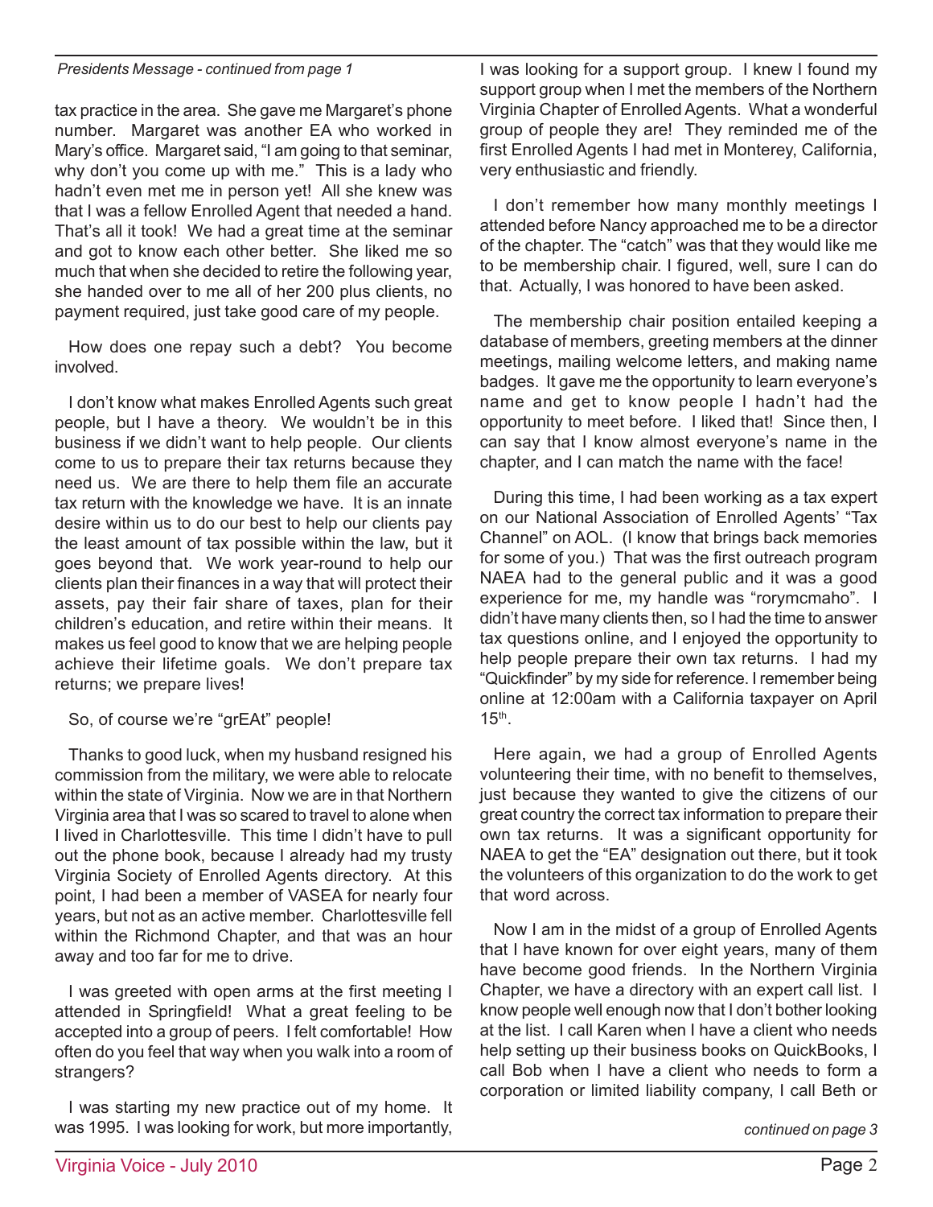*Presidents Message - continued from page 1*

tax practice in the area. She gave me Margaret's phone number. Margaret was another EA who worked in Mary's office. Margaret said, "I am going to that seminar, why don't you come up with me." This is a lady who hadn't even met me in person yet! All she knew was that I was a fellow Enrolled Agent that needed a hand. That's all it took! We had a great time at the seminar and got to know each other better. She liked me so much that when she decided to retire the following year, she handed over to me all of her 200 plus clients, no payment required, just take good care of my people.

How does one repay such a debt? You become involved.

I don't know what makes Enrolled Agents such great people, but I have a theory. We wouldn't be in this business if we didn't want to help people. Our clients come to us to prepare their tax returns because they need us. We are there to help them file an accurate tax return with the knowledge we have. It is an innate desire within us to do our best to help our clients pay the least amount of tax possible within the law, but it goes beyond that. We work year-round to help our clients plan their finances in a way that will protect their assets, pay their fair share of taxes, plan for their children's education, and retire within their means. It makes us feel good to know that we are helping people achieve their lifetime goals. We don't prepare tax returns; we prepare lives!

So, of course we're "grEAt" people!

Thanks to good luck, when my husband resigned his commission from the military, we were able to relocate within the state of Virginia. Now we are in that Northern Virginia area that I was so scared to travel to alone when I lived in Charlottesville. This time I didn't have to pull out the phone book, because I already had my trusty Virginia Society of Enrolled Agents directory. At this point, I had been a member of VASEA for nearly four years, but not as an active member. Charlottesville fell within the Richmond Chapter, and that was an hour away and too far for me to drive.

I was greeted with open arms at the first meeting I attended in Springfield! What a great feeling to be accepted into a group of peers. I felt comfortable! How often do you feel that way when you walk into a room of strangers?

I was starting my new practice out of my home. It was 1995. I was looking for work, but more importantly, I was looking for a support group. I knew I found my support group when I met the members of the Northern Virginia Chapter of Enrolled Agents. What a wonderful group of people they are! They reminded me of the first Enrolled Agents I had met in Monterey, California, very enthusiastic and friendly.

I don't remember how many monthly meetings I attended before Nancy approached me to be a director of the chapter. The "catch" was that they would like me to be membership chair. I figured, well, sure I can do that. Actually, I was honored to have been asked.

The membership chair position entailed keeping a database of members, greeting members at the dinner meetings, mailing welcome letters, and making name badges. It gave me the opportunity to learn everyone's name and get to know people I hadn't had the opportunity to meet before. I liked that! Since then, I can say that I know almost everyone's name in the chapter, and I can match the name with the face!

During this time, I had been working as a tax expert on our National Association of Enrolled Agents' "Tax Channel" on AOL. (I know that brings back memories for some of you.) That was the first outreach program NAEA had to the general public and it was a good experience for me, my handle was "rorymcmaho". I didn't have many clients then, so I had the time to answer tax questions online, and I enjoyed the opportunity to help people prepare their own tax returns. I had my "Quickfinder" by my side for reference. I remember being online at 12:00am with a California taxpayer on April 15th.

Here again, we had a group of Enrolled Agents volunteering their time, with no benefit to themselves, just because they wanted to give the citizens of our great country the correct tax information to prepare their own tax returns. It was a significant opportunity for NAEA to get the "EA" designation out there, but it took the volunteers of this organization to do the work to get that word across.

Now I am in the midst of a group of Enrolled Agents that I have known for over eight years, many of them have become good friends. In the Northern Virginia Chapter, we have a directory with an expert call list. I know people well enough now that I don't bother looking at the list. I call Karen when I have a client who needs help setting up their business books on QuickBooks, I call Bob when I have a client who needs to form a corporation or limited liability company, I call Beth or

*continued on page 3*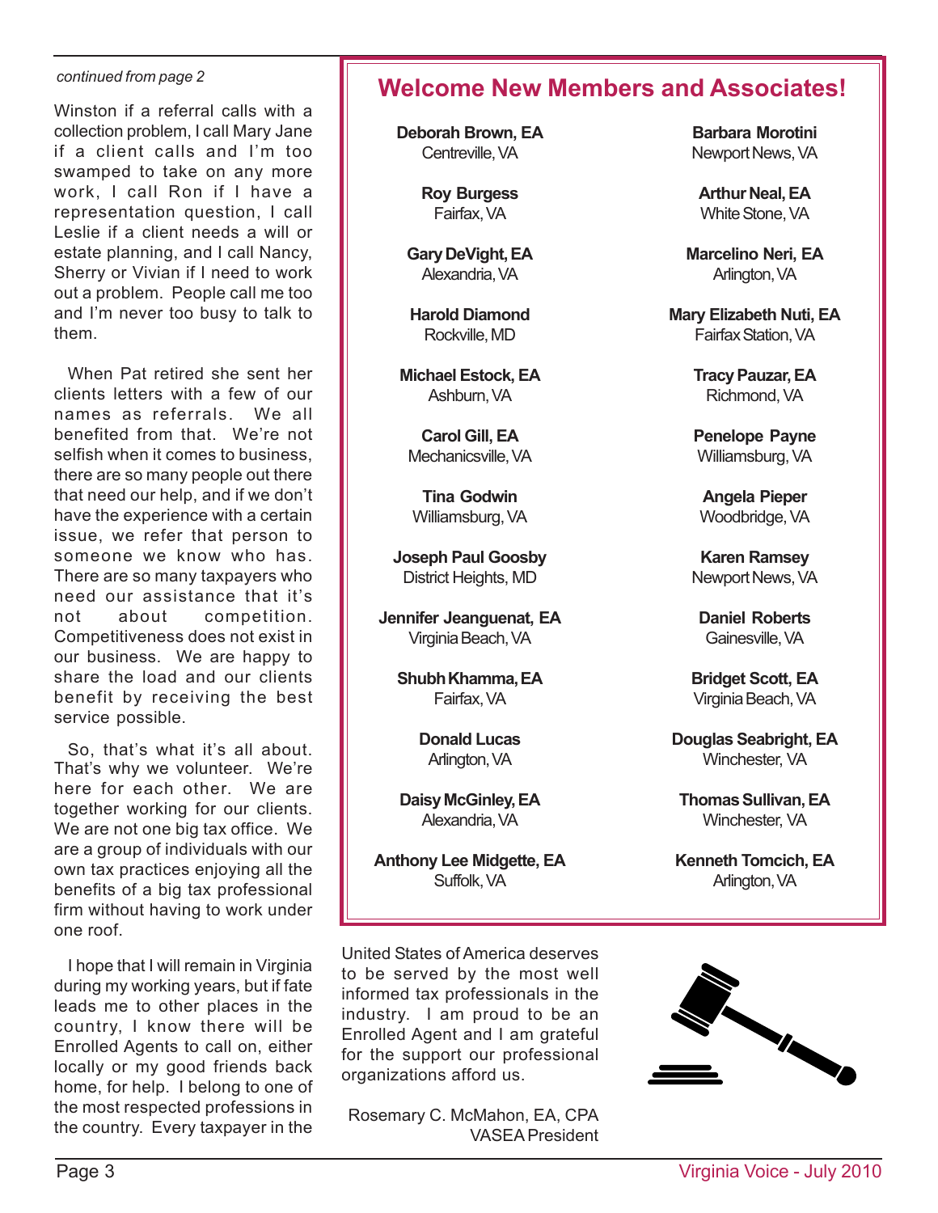*continued from page 2*

Winston if a referral calls with a collection problem, I call Mary Jane if a client calls and I'm too swamped to take on any more work, I call Ron if I have a representation question, I call Leslie if a client needs a will or estate planning, and I call Nancy, Sherry or Vivian if I need to work out a problem. People call me too and I'm never too busy to talk to them.

When Pat retired she sent her clients letters with a few of our names as referrals. We all benefited from that. We're not selfish when it comes to business, there are so many people out there that need our help, and if we don't have the experience with a certain issue, we refer that person to someone we know who has. There are so many taxpayers who need our assistance that it's not about competition. Competitiveness does not exist in our business. We are happy to share the load and our clients benefit by receiving the best service possible.

So, that's what it's all about. That's why we volunteer. We're here for each other. We are together working for our clients. We are not one big tax office. We are a group of individuals with our own tax practices enjoying all the benefits of a big tax professional firm without having to work under one roof.

I hope that I will remain in Virginia during my working years, but if fate leads me to other places in the country, I know there will be Enrolled Agents to call on, either locally or my good friends back home, for help. I belong to one of the most respected professions in the country. Every taxpayer in the United States of America deserves to be served by the most well informed tax professionals in the industry. I am proud to be an Enrolled Agent and I am grateful for the support our professional organizations afford us.

Rosemary C. McMahon, EA, CPA
VASEA President

## Welcome New Members and Associates!

**Deborah Brown, EA**
Centreville, VA

**Roy Burgess**
Fairfax, VA

**Gary DeVight, EA**
Alexandria, VA

**Harold Diamond**
Rockville, MD

**Michael Estock, EA**
Ashburn, VA

**Carol Gill, EA**
Mechanicsville, VA

**Tina Godwin**
Williamsburg, VA

**Joseph Paul Goosby**
District Heights, MD

**Jennifer Jeanguenat, EA**
Virginia Beach, VA

**Shubh Khamma, EA**
Fairfax, VA

**Donald Lucas**
Arlington, VA

**Daisy McGinley, EA**
Alexandria, VA

**Anthony Lee Midgette, EA**
Suffolk, VA

**Barbara Morotini**
Newport News, VA

**Arthur Neal, EA**
White Stone, VA

**Marcelino Neri, EA**
Arlington, VA

**Mary Elizabeth Nuti, EA**
Fairfax Station, VA

**Tracy Pauzar, EA**
Richmond, VA

**Penelope Payne**
Williamsburg, VA

**Angela Pieper**
Woodbridge, VA

**Karen Ramsey**
Newport News, VA

**Daniel Roberts**
Gainesville, VA

**Bridget Scott, EA**
Virginia Beach, VA

**Douglas Seabright, EA**
Winchester, VA

**Thomas Sullivan, EA**
Winchester, VA

**Kenneth Tomcich, EA**
Arlington, VA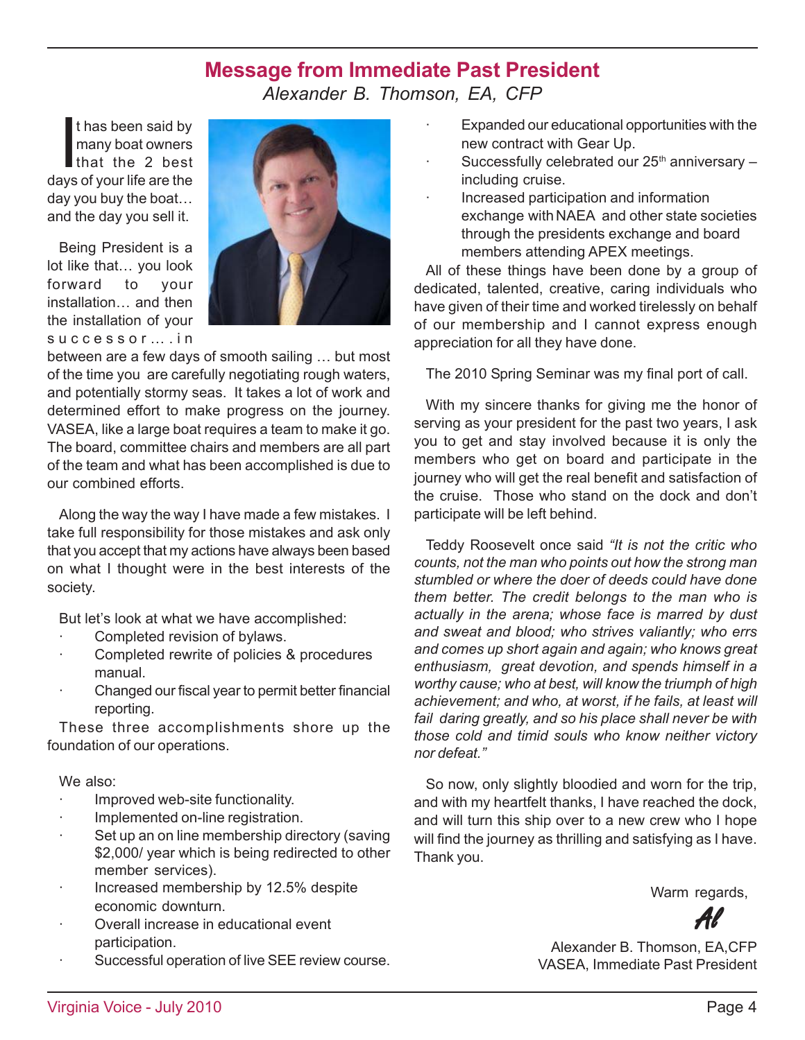## Message from Immediate Past President

*Alexander B. Thomson, EA, CFP*

It has been said by many boat owners that the 2 best days of your life are the day you buy the boat… and the day you sell it.

Being President is a lot like that… you look forward to your installation… and then the installation of your successor….in between are a few days of smooth sailing … but most of the time you are carefully negotiating rough waters, and potentially stormy seas. It takes a lot of work and determined effort to make progress on the journey. VASEA, like a large boat requires a team to make it go. The board, committee chairs and members are all part of the team and what has been accomplished is due to our combined efforts.

Along the way the way I have made a few mistakes. I take full responsibility for those mistakes and ask only that you accept that my actions have always been based on what I thought were in the best interests of the society.

But let's look at what we have accomplished:

- Completed revision of bylaws.
- Completed rewrite of policies & procedures manual.
- Changed our fiscal year to permit better financial reporting.

These three accomplishments shore up the foundation of our operations.

We also:

- Improved web-site functionality.
- Implemented on-line registration.
- Set up an on line membership directory (saving $2,000/ year which is being redirected to other member services).
- Increased membership by 12.5% despite economic downturn.
- Overall increase in educational event participation.
- Successful operation of live SEE review course.
- Expanded our educational opportunities with the new contract with Gear Up.
- Successfully celebrated our 25th anniversary – including cruise.
- Increased participation and information exchange with NAEA and other state societies through the presidents exchange and board members attending APEX meetings.

All of these things have been done by a group of dedicated, talented, creative, caring individuals who have given of their time and worked tirelessly on behalf of our membership and I cannot express enough appreciation for all they have done.

The 2010 Spring Seminar was my final port of call.

With my sincere thanks for giving me the honor of serving as your president for the past two years, I ask you to get and stay involved because it is only the members who get on board and participate in the journey who will get the real benefit and satisfaction of the cruise. Those who stand on the dock and don't participate will be left behind.

Teddy Roosevelt once said *"It is not the critic who counts, not the man who points out how the strong man stumbled or where the doer of deeds could have done them better. The credit belongs to the man who is actually in the arena; whose face is marred by dust and sweat and blood; who strives valiantly; who errs and comes up short again and again; who knows great enthusiasm, great devotion, and spends himself in a worthy cause; who at best, will know the triumph of high achievement; and who, at worst, if he fails, at least will fail daring greatly, and so his place shall never be with those cold and timid souls who know neither victory nor defeat."*

So now, only slightly bloodied and worn for the trip, and with my heartfelt thanks, I have reached the dock, and will turn this ship over to a new crew who I hope will find the journey as thrilling and satisfying as I have. Thank you.

Warm regards,

*Al*

Alexander B. Thomson, EA,CFP
VASEA, Immediate Past President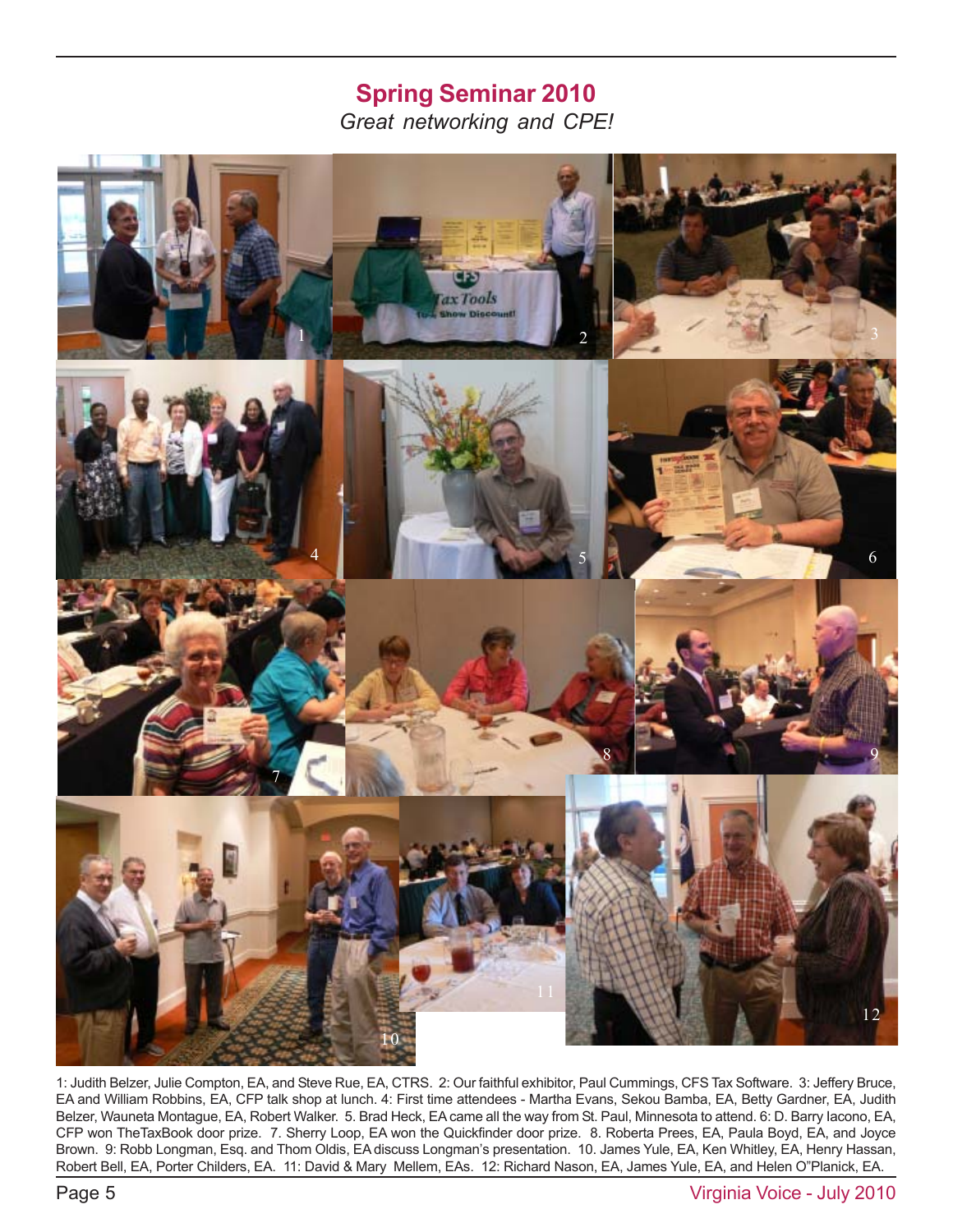## Spring Seminar 2010

*Great networking and CPE!*

1: Judith Belzer, Julie Compton, EA, and Steve Rue, EA, CTRS. 2: Our faithful exhibitor, Paul Cummings, CFS Tax Software. 3: Jeffery Bruce, EA and William Robbins, EA, CFP talk shop at lunch. 4: First time attendees - Martha Evans, Sekou Bamba, EA, Betty Gardner, EA, Judith Belzer, Wauneta Montague, EA, Robert Walker. 5. Brad Heck, EA came all the way from St. Paul, Minnesota to attend. 6: D. Barry Iacono, EA, CFP won TheTaxBook door prize. 7. Sherry Loop, EA won the Quickfinder door prize. 8. Roberta Prees, EA, Paula Boyd, EA, and Joyce Brown. 9: Robb Longman, Esq. and Thom Oldis, EA discuss Longman's presentation. 10. James Yule, EA, Ken Whitley, EA, Henry Hassan, Robert Bell, EA, Porter Childers, EA. 11: David & Mary Mellem, EAs. 12: Richard Nason, EA, James Yule, EA, and Helen O"Planick, EA.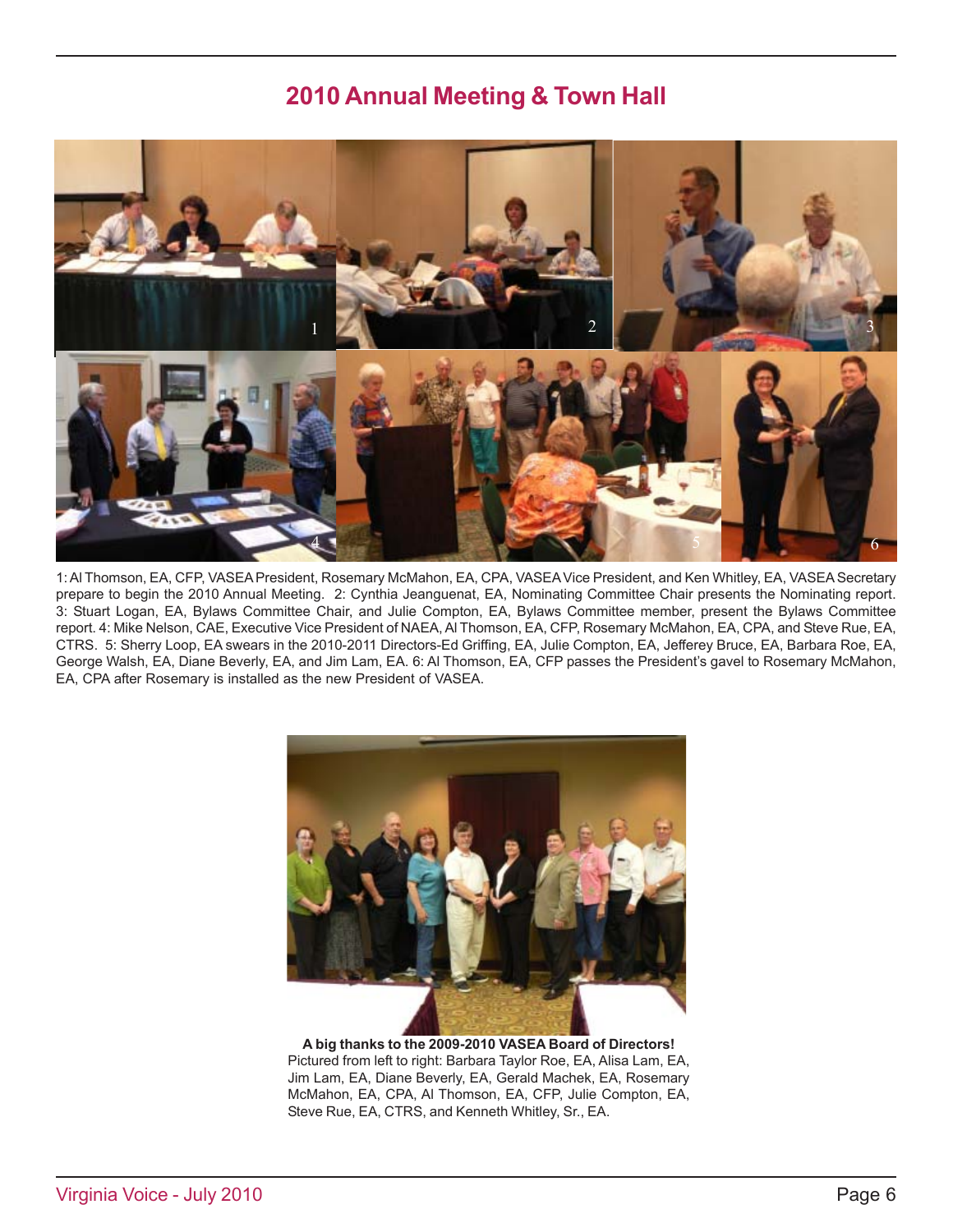# 2010 Annual Meeting & Town Hall

1: Al Thomson, EA, CFP, VASEA President, Rosemary McMahon, EA, CPA, VASEA Vice President, and Ken Whitley, EA, VASEA Secretary prepare to begin the 2010 Annual Meeting. 2: Cynthia Jeanguenat, EA, Nominating Committee Chair presents the Nominating report. 3: Stuart Logan, EA, Bylaws Committee Chair, and Julie Compton, EA, Bylaws Committee member, present the Bylaws Committee report. 4: Mike Nelson, CAE, Executive Vice President of NAEA, Al Thomson, EA, CFP, Rosemary McMahon, EA, CPA, and Steve Rue, EA, CTRS. 5: Sherry Loop, EA swears in the 2010-2011 Directors-Ed Griffing, EA, Julie Compton, EA, Jefferey Bruce, EA, Barbara Roe, EA, George Walsh, EA, Diane Beverly, EA, and Jim Lam, EA. 6: Al Thomson, EA, CFP passes the President's gavel to Rosemary McMahon, EA, CPA after Rosemary is installed as the new President of VASEA.

**A big thanks to the 2009-2010 VASEA Board of Directors!**
Pictured from left to right: Barbara Taylor Roe, EA, Alisa Lam, EA, Jim Lam, EA, Diane Beverly, EA, Gerald Machek, EA, Rosemary McMahon, EA, CPA, Al Thomson, EA, CFP, Julie Compton, EA, Steve Rue, EA, CTRS, and Kenneth Whitley, Sr., EA.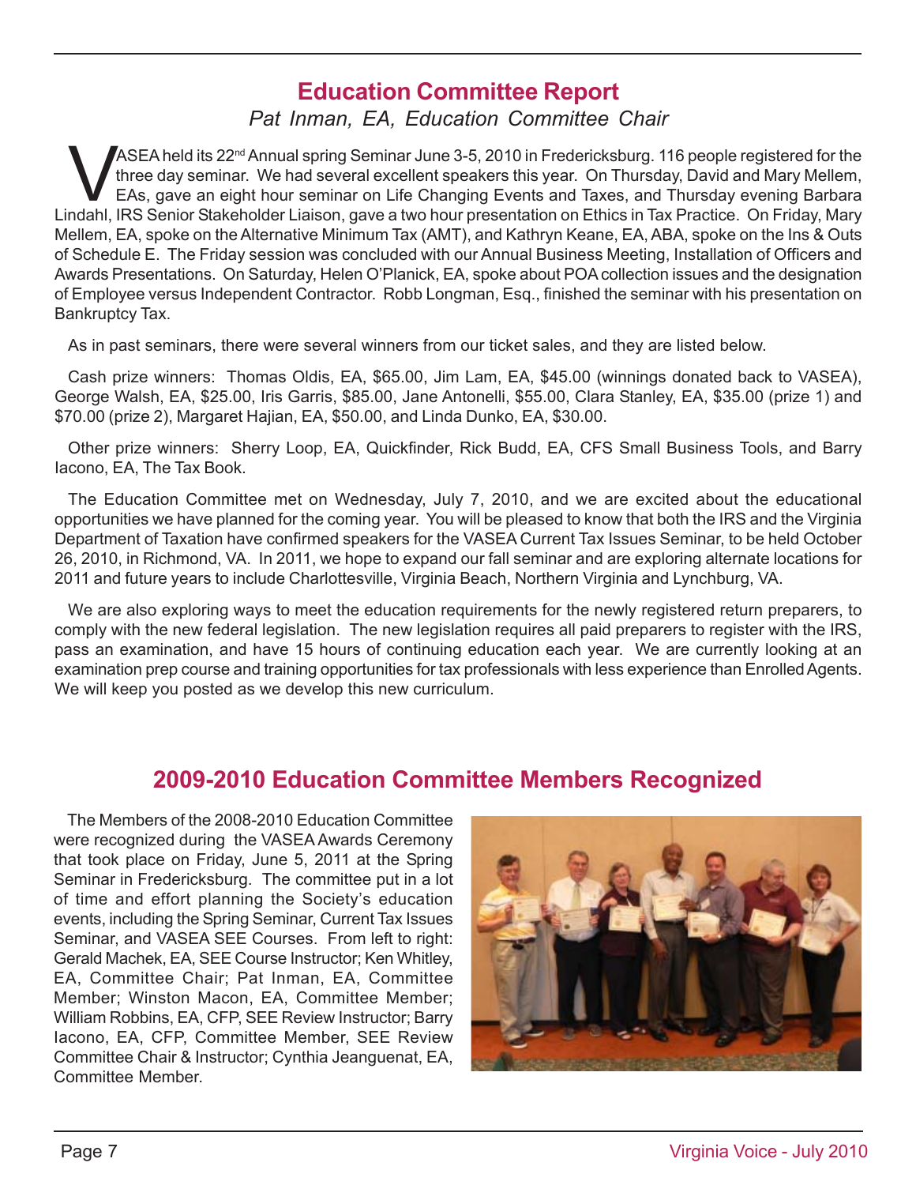## Education Committee Report

*Pat Inman, EA, Education Committee Chair*

VASEA held its 22nd Annual spring Seminar June 3-5, 2010 in Fredericksburg. 116 people registered for the three day seminar. We had several excellent speakers this year. On Thursday, David and Mary Mellem, EAs, gave an eight hour seminar on Life Changing Events and Taxes, and Thursday evening Barbara Lindahl, IRS Senior Stakeholder Liaison, gave a two hour presentation on Ethics in Tax Practice. On Friday, Mary Mellem, EA, spoke on the Alternative Minimum Tax (AMT), and Kathryn Keane, EA, ABA, spoke on the Ins & Outs of Schedule E. The Friday session was concluded with our Annual Business Meeting, Installation of Officers and Awards Presentations. On Saturday, Helen O'Planick, EA, spoke about POA collection issues and the designation of Employee versus Independent Contractor. Robb Longman, Esq., finished the seminar with his presentation on Bankruptcy Tax.

As in past seminars, there were several winners from our ticket sales, and they are listed below.

Cash prize winners: Thomas Oldis, EA, $65.00, Jim Lam, EA, $45.00 (winnings donated back to VASEA), George Walsh, EA, $25.00, Iris Garris, $85.00, Jane Antonelli, $55.00, Clara Stanley, EA, $35.00 (prize 1) and $70.00 (prize 2), Margaret Hajian, EA, $50.00, and Linda Dunko, EA, $30.00.

Other prize winners: Sherry Loop, EA, Quickfinder, Rick Budd, EA, CFS Small Business Tools, and Barry Iacono, EA, The Tax Book.

The Education Committee met on Wednesday, July 7, 2010, and we are excited about the educational opportunities we have planned for the coming year. You will be pleased to know that both the IRS and the Virginia Department of Taxation have confirmed speakers for the VASEA Current Tax Issues Seminar, to be held October 26, 2010, in Richmond, VA. In 2011, we hope to expand our fall seminar and are exploring alternate locations for 2011 and future years to include Charlottesville, Virginia Beach, Northern Virginia and Lynchburg, VA.

We are also exploring ways to meet the education requirements for the newly registered return preparers, to comply with the new federal legislation. The new legislation requires all paid preparers to register with the IRS, pass an examination, and have 15 hours of continuing education each year. We are currently looking at an examination prep course and training opportunities for tax professionals with less experience than Enrolled Agents. We will keep you posted as we develop this new curriculum.

## 2009-2010 Education Committee Members Recognized

The Members of the 2008-2010 Education Committee were recognized during the VASEA Awards Ceremony that took place on Friday, June 5, 2011 at the Spring Seminar in Fredericksburg. The committee put in a lot of time and effort planning the Society's education events, including the Spring Seminar, Current Tax Issues Seminar, and VASEA SEE Courses. From left to right: Gerald Machek, EA, SEE Course Instructor; Ken Whitley, EA, Committee Chair; Pat Inman, EA, Committee Member; Winston Macon, EA, Committee Member; William Robbins, EA, CFP, SEE Review Instructor; Barry Iacono, EA, CFP, Committee Member, SEE Review Committee Chair & Instructor; Cynthia Jeanguenat, EA, Committee Member.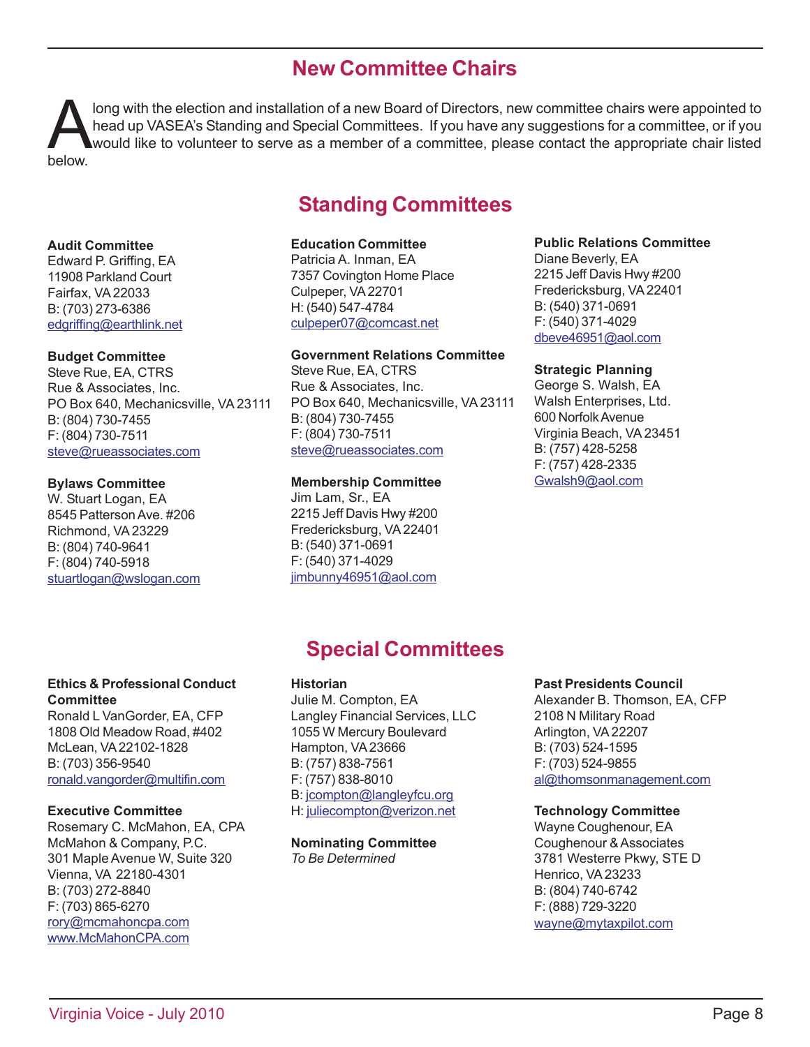# New Committee Chairs

Along with the election and installation of a new Board of Directors, new committee chairs were appointed to head up VASEA's Standing and Special Committees. If you have any suggestions for a committee, or if you would like to volunteer to serve as a member of a committee, please contact the appropriate chair listed below.

## Standing Committees

**Audit Committee**
Edward P. Griffing, EA
11908 Parkland Court
Fairfax, VA 22033
B: (703) 273-6386
edgriffing@earthlink.net

**Budget Committee**
Steve Rue, EA, CTRS
Rue & Associates, Inc.
PO Box 640, Mechanicsville, VA 23111
B: (804) 730-7455
F: (804) 730-7511
steve@rueassociates.com

**Bylaws Committee**
W. Stuart Logan, EA
8545 Patterson Ave. #206
Richmond, VA 23229
B: (804) 740-9641
F: (804) 740-5918
stuartlogan@wslogan.com

**Education Committee**
Patricia A. Inman, EA
7357 Covington Home Place
Culpeper, VA 22701
H: (540) 547-4784
culpeper07@comcast.net

**Government Relations Committee**
Steve Rue, EA, CTRS
Rue & Associates, Inc.
PO Box 640, Mechanicsville, VA 23111
B: (804) 730-7455
F: (804) 730-7511
steve@rueassociates.com

**Membership Committee**
Jim Lam, Sr., EA
2215 Jeff Davis Hwy #200
Fredericksburg, VA 22401
B: (540) 371-0691
F: (540) 371-4029
jimbunny46951@aol.com

**Public Relations Committee**
Diane Beverly, EA
2215 Jeff Davis Hwy #200
Fredericksburg, VA 22401
B: (540) 371-0691
F: (540) 371-4029
dbeve46951@aol.com

**Strategic Planning**
George S. Walsh, EA
Walsh Enterprises, Ltd.
600 Norfolk Avenue
Virginia Beach, VA 23451
B: (757) 428-5258
F: (757) 428-2335
Gwalsh9@aol.com

## Special Committees

**Ethics & Professional Conduct Committee**
Ronald L VanGorder, EA, CFP
1808 Old Meadow Road, #402
McLean, VA 22102-1828
B: (703) 356-9540
ronald.vangorder@multifin.com

**Executive Committee**
Rosemary C. McMahon, EA, CPA
McMahon & Company, P.C.
301 Maple Avenue W, Suite 320
Vienna, VA 22180-4301
B: (703) 272-8840
F: (703) 865-6270
rory@mcmahoncpa.com
www.McMahonCPA.com

**Historian**
Julie M. Compton, EA
Langley Financial Services, LLC
1055 W Mercury Boulevard
Hampton, VA 23666
B: (757) 838-7561
F: (757) 838-8010
B: jcompton@langleyfcu.org
H: juliecompton@verizon.net

**Nominating Committee**
*To Be Determined*

**Past Presidents Council**
Alexander B. Thomson, EA, CFP
2108 N Military Road
Arlington, VA 22207
B: (703) 524-1595
F: (703) 524-9855
al@thomsonmanagement.com

**Technology Committee**
Wayne Coughenour, EA
Coughenour & Associates
3781 Westerre Pkwy, STE D
Henrico, VA 23233
B: (804) 740-6742
F: (888) 729-3220
wayne@mytaxpilot.com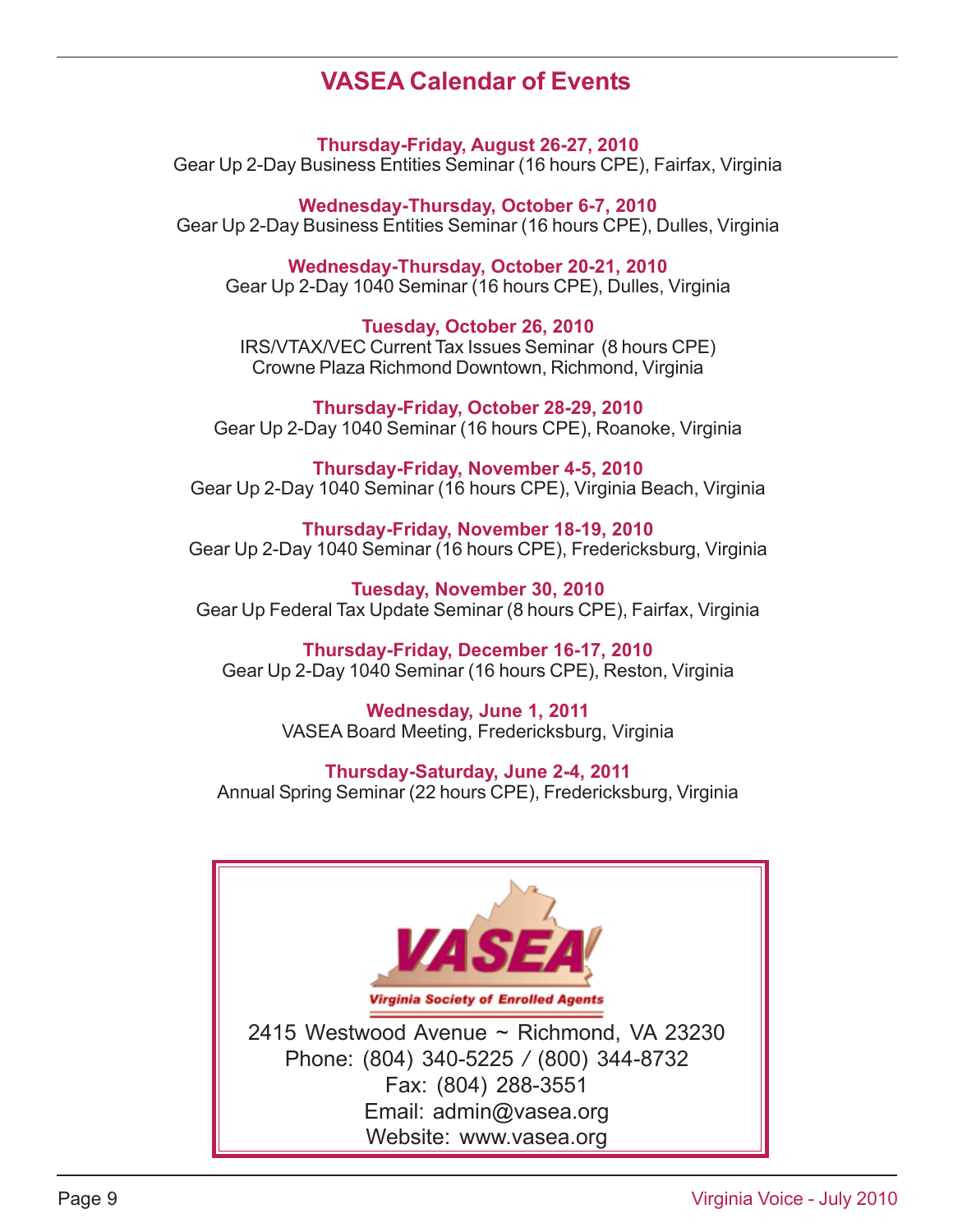# VASEA Calendar of Events

**Thursday-Friday, August 26-27, 2010**
Gear Up 2-Day Business Entities Seminar (16 hours CPE), Fairfax, Virginia

**Wednesday-Thursday, October 6-7, 2010**
Gear Up 2-Day Business Entities Seminar (16 hours CPE), Dulles, Virginia

**Wednesday-Thursday, October 20-21, 2010**
Gear Up 2-Day 1040 Seminar (16 hours CPE), Dulles, Virginia

**Tuesday, October 26, 2010**
IRS/VTAX/VEC Current Tax Issues Seminar (8 hours CPE)
Crowne Plaza Richmond Downtown, Richmond, Virginia

**Thursday-Friday, October 28-29, 2010**
Gear Up 2-Day 1040 Seminar (16 hours CPE), Roanoke, Virginia

**Thursday-Friday, November 4-5, 2010**
Gear Up 2-Day 1040 Seminar (16 hours CPE), Virginia Beach, Virginia

**Thursday-Friday, November 18-19, 2010**
Gear Up 2-Day 1040 Seminar (16 hours CPE), Fredericksburg, Virginia

**Tuesday, November 30, 2010**
Gear Up Federal Tax Update Seminar (8 hours CPE), Fairfax, Virginia

**Thursday-Friday, December 16-17, 2010**
Gear Up 2-Day 1040 Seminar (16 hours CPE), Reston, Virginia

**Wednesday, June 1, 2011**
VASEA Board Meeting, Fredericksburg, Virginia

**Thursday-Saturday, June 2-4, 2011**
Annual Spring Seminar (22 hours CPE), Fredericksburg, Virginia

VASEA

Virginia Society of Enrolled Agents

2415 Westwood Avenue ~ Richmond, VA 23230
Phone: (804) 340-5225 / (800) 344-8732
Fax: (804) 288-3551
Email: admin@vasea.org
Website: www.vasea.org